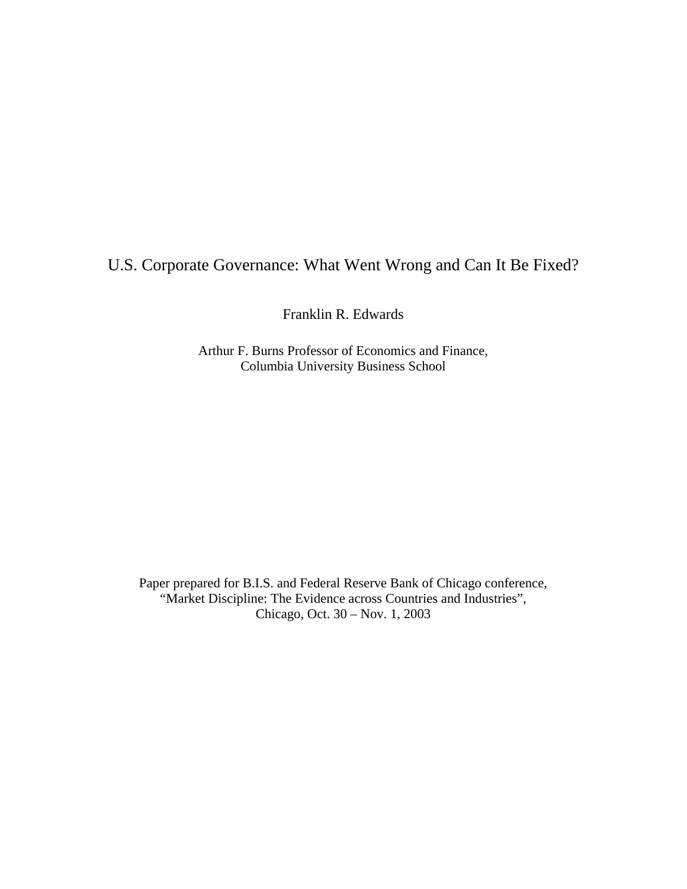# U.S. Corporate Governance: What Went Wrong and Can It Be Fixed?

Franklin R. Edwards

Arthur F. Burns Professor of Economics and Finance,
Columbia University Business School

Paper prepared for B.I.S. and Federal Reserve Bank of Chicago conference,
"Market Discipline: The Evidence across Countries and Industries",
Chicago, Oct. 30 – Nov. 1, 2003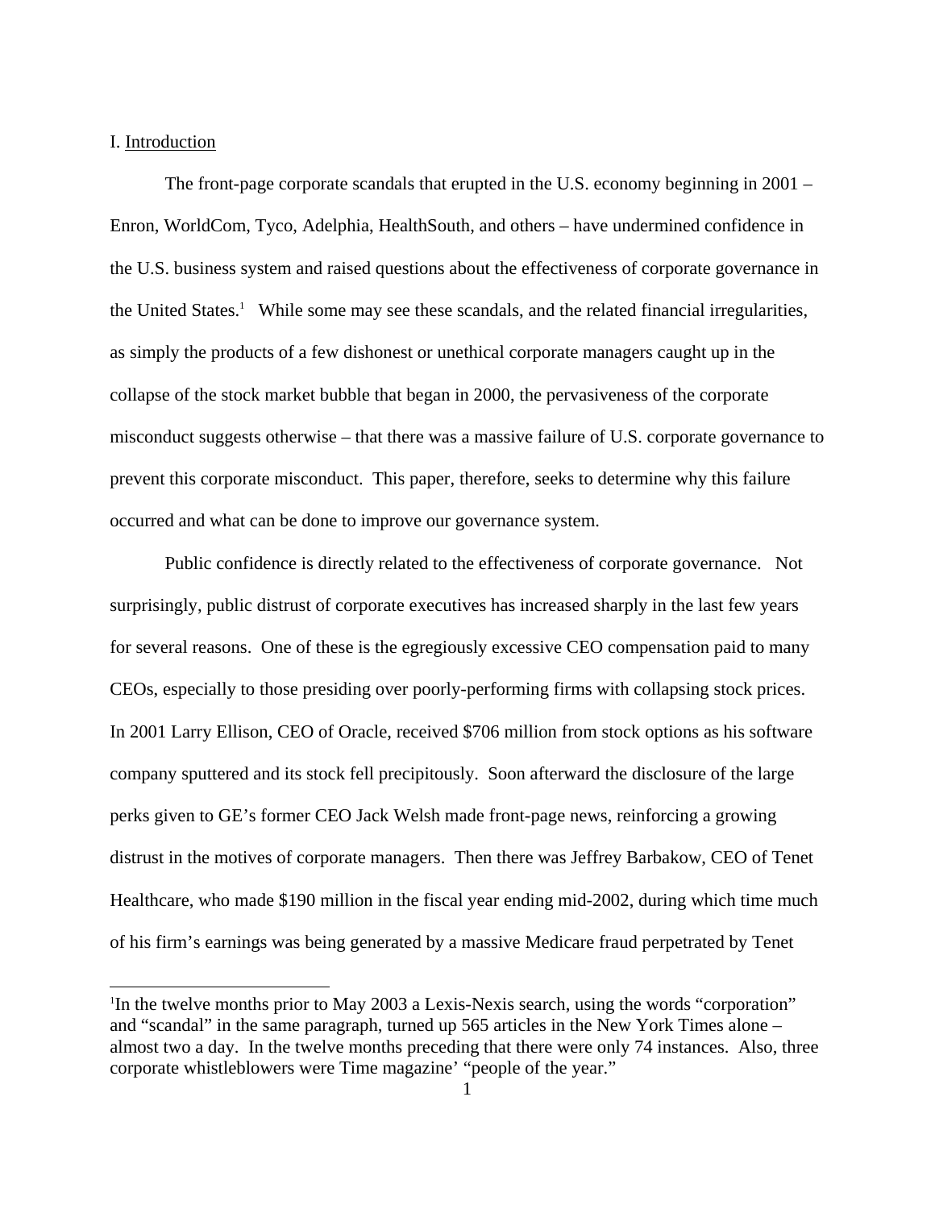## I. Introduction

The front-page corporate scandals that erupted in the U.S. economy beginning in 2001 – Enron, WorldCom, Tyco, Adelphia, HealthSouth, and others – have undermined confidence in the U.S. business system and raised questions about the effectiveness of corporate governance in the United States.[1] While some may see these scandals, and the related financial irregularities, as simply the products of a few dishonest or unethical corporate managers caught up in the collapse of the stock market bubble that began in 2000, the pervasiveness of the corporate misconduct suggests otherwise – that there was a massive failure of U.S. corporate governance to prevent this corporate misconduct. This paper, therefore, seeks to determine why this failure occurred and what can be done to improve our governance system.

Public confidence is directly related to the effectiveness of corporate governance. Not surprisingly, public distrust of corporate executives has increased sharply in the last few years for several reasons. One of these is the egregiously excessive CEO compensation paid to many CEOs, especially to those presiding over poorly-performing firms with collapsing stock prices. In 2001 Larry Ellison, CEO of Oracle, received $706 million from stock options as his software company sputtered and its stock fell precipitously. Soon afterward the disclosure of the large perks given to GE's former CEO Jack Welsh made front-page news, reinforcing a growing distrust in the motives of corporate managers. Then there was Jeffrey Barbakow, CEO of Tenet Healthcare, who made $190 million in the fiscal year ending mid-2002, during which time much of his firm's earnings was being generated by a massive Medicare fraud perpetrated by Tenet

[1] In the twelve months prior to May 2003 a Lexis-Nexis search, using the words "corporation" and "scandal" in the same paragraph, turned up 565 articles in the New York Times alone – almost two a day. In the twelve months preceding that there were only 74 instances. Also, three corporate whistleblowers were Time magazine' "people of the year."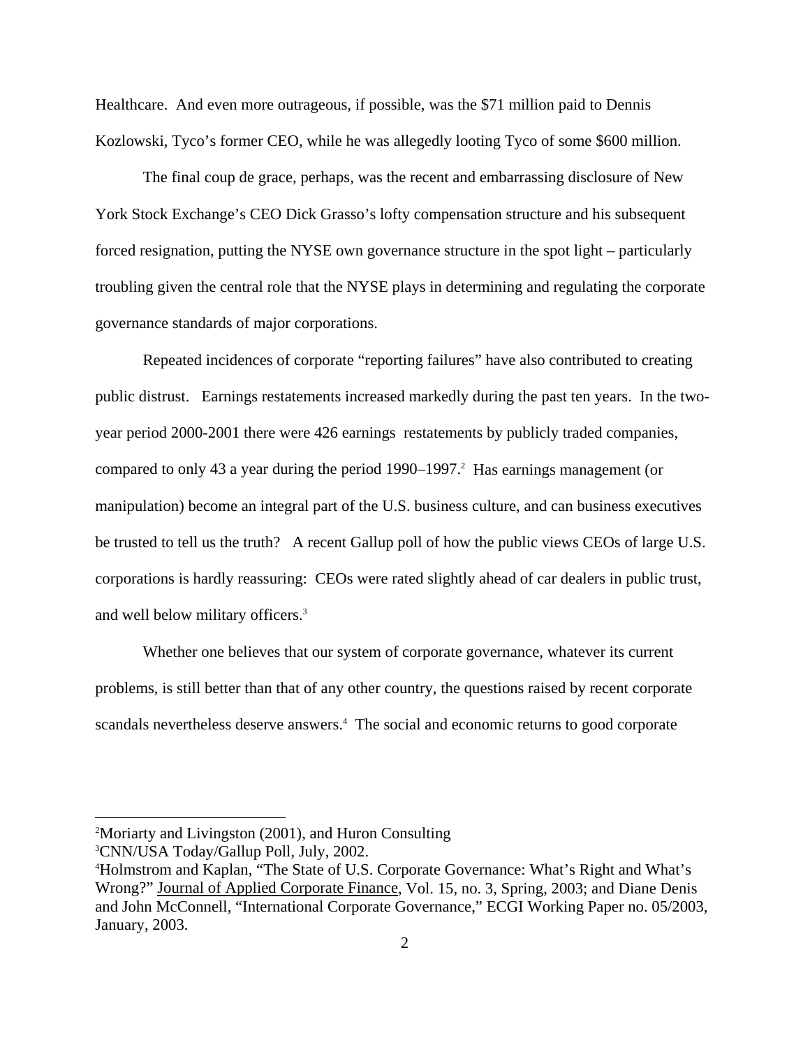Healthcare. And even more outrageous, if possible, was the $71 million paid to Dennis Kozlowski, Tyco's former CEO, while he was allegedly looting Tyco of some $600 million.

The final coup de grace, perhaps, was the recent and embarrassing disclosure of New York Stock Exchange's CEO Dick Grasso's lofty compensation structure and his subsequent forced resignation, putting the NYSE own governance structure in the spot light – particularly troubling given the central role that the NYSE plays in determining and regulating the corporate governance standards of major corporations.

Repeated incidences of corporate "reporting failures" have also contributed to creating public distrust. Earnings restatements increased markedly during the past ten years. In the two-year period 2000-2001 there were 426 earnings restatements by publicly traded companies, compared to only 43 a year during the period 1990–1997.[2] Has earnings management (or manipulation) become an integral part of the U.S. business culture, and can business executives be trusted to tell us the truth? A recent Gallup poll of how the public views CEOs of large U.S. corporations is hardly reassuring: CEOs were rated slightly ahead of car dealers in public trust, and well below military officers.[3]

Whether one believes that our system of corporate governance, whatever its current problems, is still better than that of any other country, the questions raised by recent corporate scandals nevertheless deserve answers.[4] The social and economic returns to good corporate

---

[2] Moriarty and Livingston (2001), and Huron Consulting

[3] CNN/USA Today/Gallup Poll, July, 2002.

[4] Holmstrom and Kaplan, "The State of U.S. Corporate Governance: What's Right and What's Wrong?" Journal of Applied Corporate Finance, Vol. 15, no. 3, Spring, 2003; and Diane Denis and John McConnell, "International Corporate Governance," ECGI Working Paper no. 05/2003, January, 2003.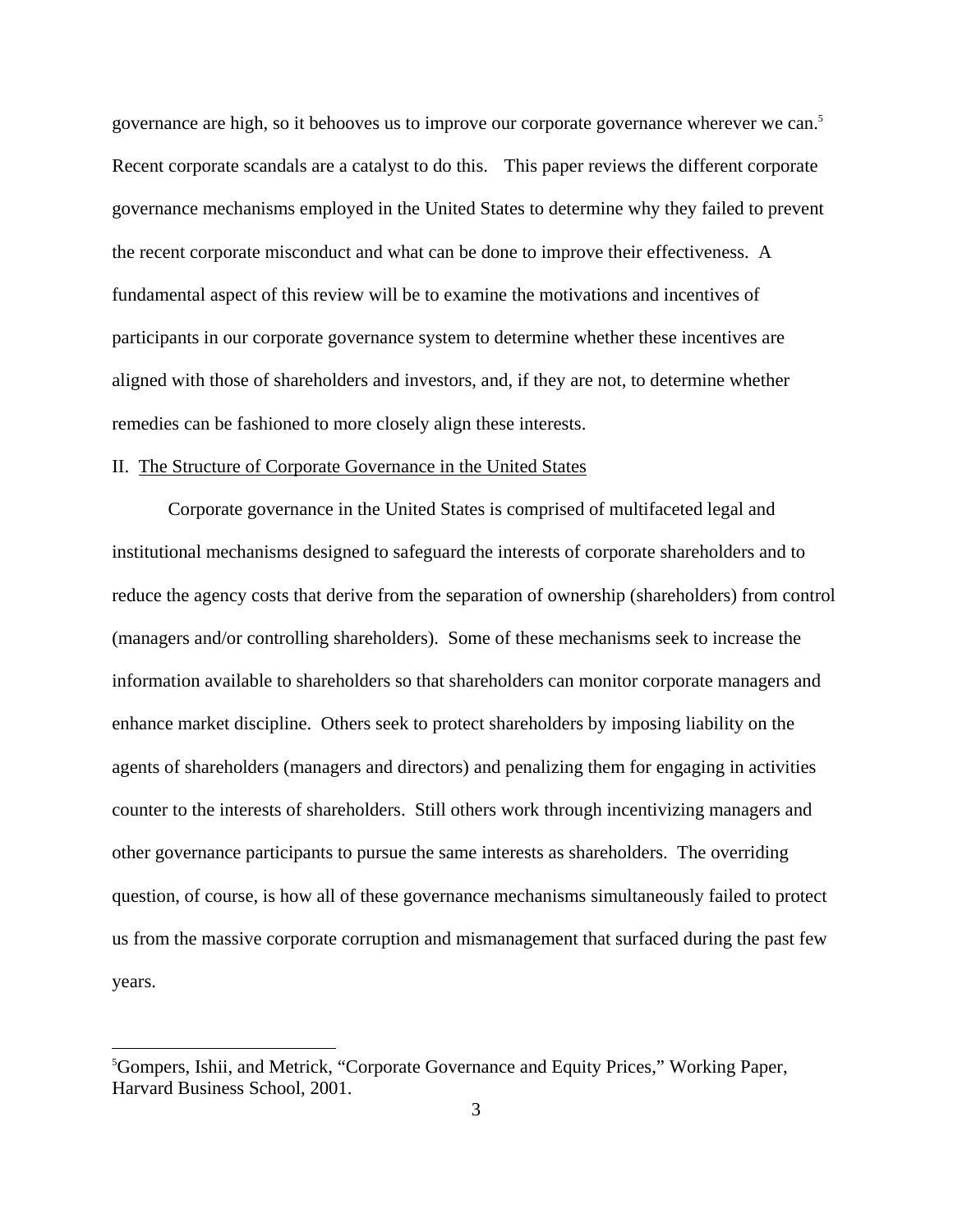governance are high, so it behooves us to improve our corporate governance wherever we can.[5] Recent corporate scandals are a catalyst to do this. This paper reviews the different corporate governance mechanisms employed in the United States to determine why they failed to prevent the recent corporate misconduct and what can be done to improve their effectiveness. A fundamental aspect of this review will be to examine the motivations and incentives of participants in our corporate governance system to determine whether these incentives are aligned with those of shareholders and investors, and, if they are not, to determine whether remedies can be fashioned to more closely align these interests.

## II. The Structure of Corporate Governance in the United States

Corporate governance in the United States is comprised of multifaceted legal and institutional mechanisms designed to safeguard the interests of corporate shareholders and to reduce the agency costs that derive from the separation of ownership (shareholders) from control (managers and/or controlling shareholders). Some of these mechanisms seek to increase the information available to shareholders so that shareholders can monitor corporate managers and enhance market discipline. Others seek to protect shareholders by imposing liability on the agents of shareholders (managers and directors) and penalizing them for engaging in activities counter to the interests of shareholders. Still others work through incentivizing managers and other governance participants to pursue the same interests as shareholders. The overriding question, of course, is how all of these governance mechanisms simultaneously failed to protect us from the massive corporate corruption and mismanagement that surfaced during the past few years.

---

[5] Gompers, Ishii, and Metrick, "Corporate Governance and Equity Prices," Working Paper, Harvard Business School, 2001.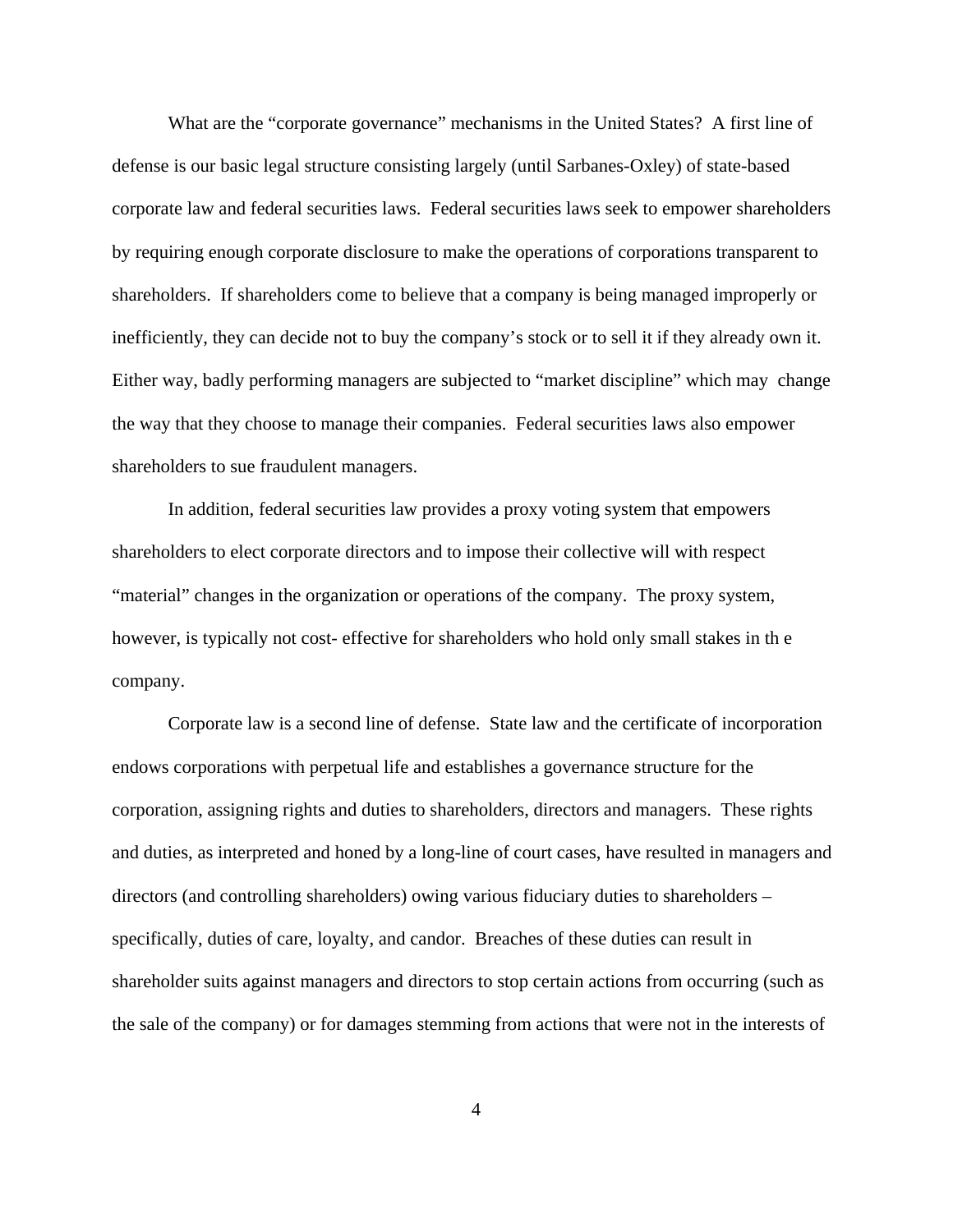What are the "corporate governance" mechanisms in the United States? A first line of defense is our basic legal structure consisting largely (until Sarbanes-Oxley) of state-based corporate law and federal securities laws. Federal securities laws seek to empower shareholders by requiring enough corporate disclosure to make the operations of corporations transparent to shareholders. If shareholders come to believe that a company is being managed improperly or inefficiently, they can decide not to buy the company's stock or to sell it if they already own it. Either way, badly performing managers are subjected to "market discipline" which may change the way that they choose to manage their companies. Federal securities laws also empower shareholders to sue fraudulent managers.

In addition, federal securities law provides a proxy voting system that empowers shareholders to elect corporate directors and to impose their collective will with respect "material" changes in the organization or operations of the company. The proxy system, however, is typically not cost- effective for shareholders who hold only small stakes in th e company.

Corporate law is a second line of defense. State law and the certificate of incorporation endows corporations with perpetual life and establishes a governance structure for the corporation, assigning rights and duties to shareholders, directors and managers. These rights and duties, as interpreted and honed by a long-line of court cases, have resulted in managers and directors (and controlling shareholders) owing various fiduciary duties to shareholders – specifically, duties of care, loyalty, and candor. Breaches of these duties can result in shareholder suits against managers and directors to stop certain actions from occurring (such as the sale of the company) or for damages stemming from actions that were not in the interests of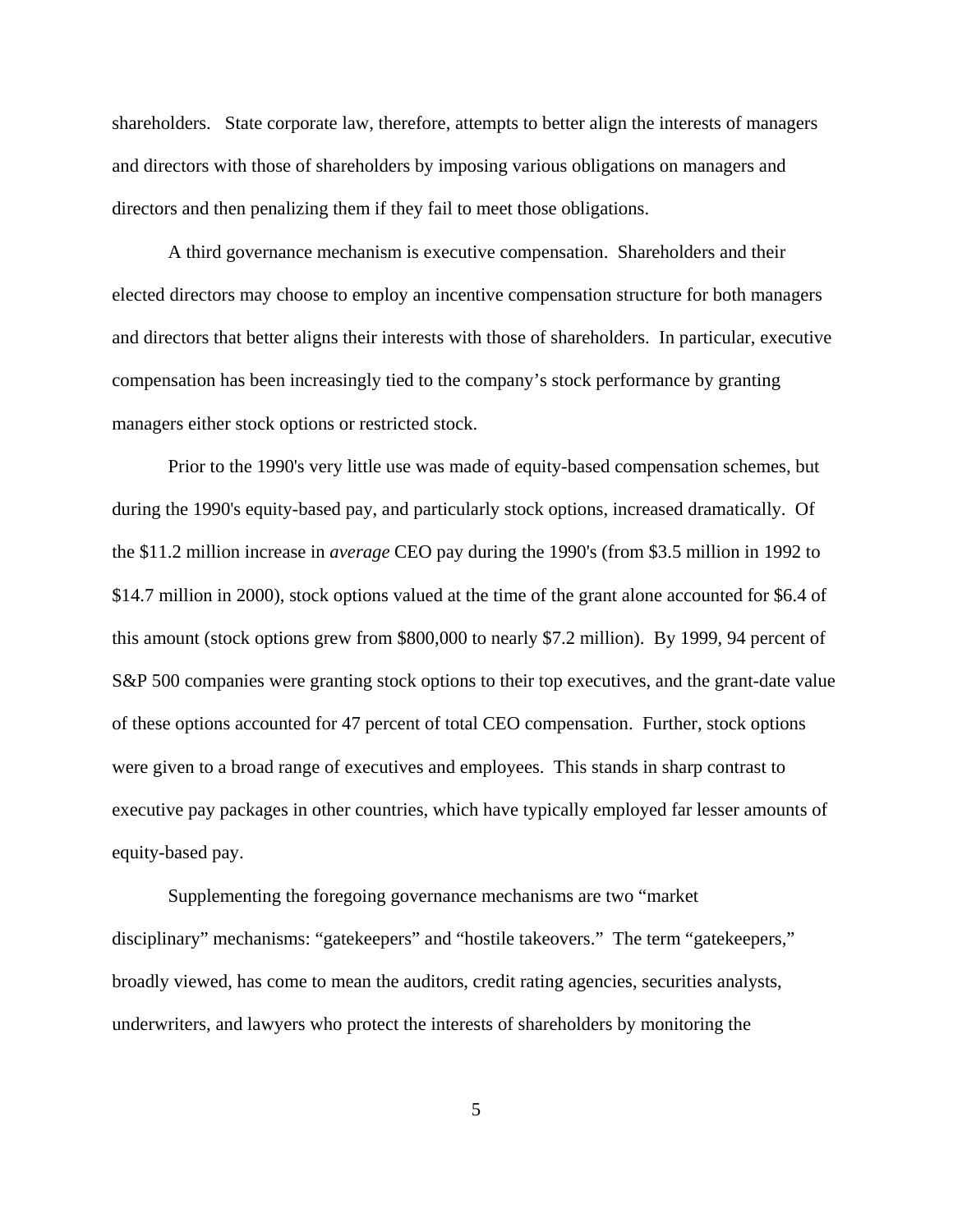shareholders. State corporate law, therefore, attempts to better align the interests of managers and directors with those of shareholders by imposing various obligations on managers and directors and then penalizing them if they fail to meet those obligations.

A third governance mechanism is executive compensation. Shareholders and their elected directors may choose to employ an incentive compensation structure for both managers and directors that better aligns their interests with those of shareholders. In particular, executive compensation has been increasingly tied to the company's stock performance by granting managers either stock options or restricted stock.

Prior to the 1990's very little use was made of equity-based compensation schemes, but during the 1990's equity-based pay, and particularly stock options, increased dramatically. Of the $11.2 million increase in *average* CEO pay during the 1990's (from $3.5 million in 1992 to $14.7 million in 2000), stock options valued at the time of the grant alone accounted for $6.4 of this amount (stock options grew from $800,000 to nearly $7.2 million). By 1999, 94 percent of S&P 500 companies were granting stock options to their top executives, and the grant-date value of these options accounted for 47 percent of total CEO compensation. Further, stock options were given to a broad range of executives and employees. This stands in sharp contrast to executive pay packages in other countries, which have typically employed far lesser amounts of equity-based pay.

Supplementing the foregoing governance mechanisms are two "market disciplinary" mechanisms: "gatekeepers" and "hostile takeovers." The term "gatekeepers," broadly viewed, has come to mean the auditors, credit rating agencies, securities analysts, underwriters, and lawyers who protect the interests of shareholders by monitoring the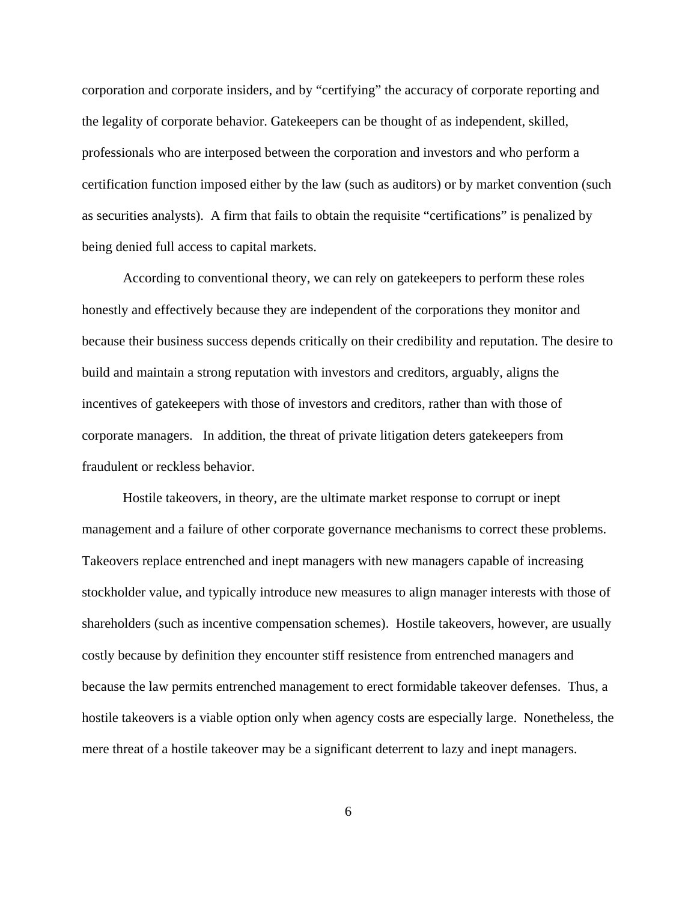corporation and corporate insiders, and by "certifying" the accuracy of corporate reporting and the legality of corporate behavior. Gatekeepers can be thought of as independent, skilled, professionals who are interposed between the corporation and investors and who perform a certification function imposed either by the law (such as auditors) or by market convention (such as securities analysts). A firm that fails to obtain the requisite "certifications" is penalized by being denied full access to capital markets.

According to conventional theory, we can rely on gatekeepers to perform these roles honestly and effectively because they are independent of the corporations they monitor and because their business success depends critically on their credibility and reputation. The desire to build and maintain a strong reputation with investors and creditors, arguably, aligns the incentives of gatekeepers with those of investors and creditors, rather than with those of corporate managers. In addition, the threat of private litigation deters gatekeepers from fraudulent or reckless behavior.

Hostile takeovers, in theory, are the ultimate market response to corrupt or inept management and a failure of other corporate governance mechanisms to correct these problems. Takeovers replace entrenched and inept managers with new managers capable of increasing stockholder value, and typically introduce new measures to align manager interests with those of shareholders (such as incentive compensation schemes). Hostile takeovers, however, are usually costly because by definition they encounter stiff resistence from entrenched managers and because the law permits entrenched management to erect formidable takeover defenses. Thus, a hostile takeovers is a viable option only when agency costs are especially large. Nonetheless, the mere threat of a hostile takeover may be a significant deterrent to lazy and inept managers.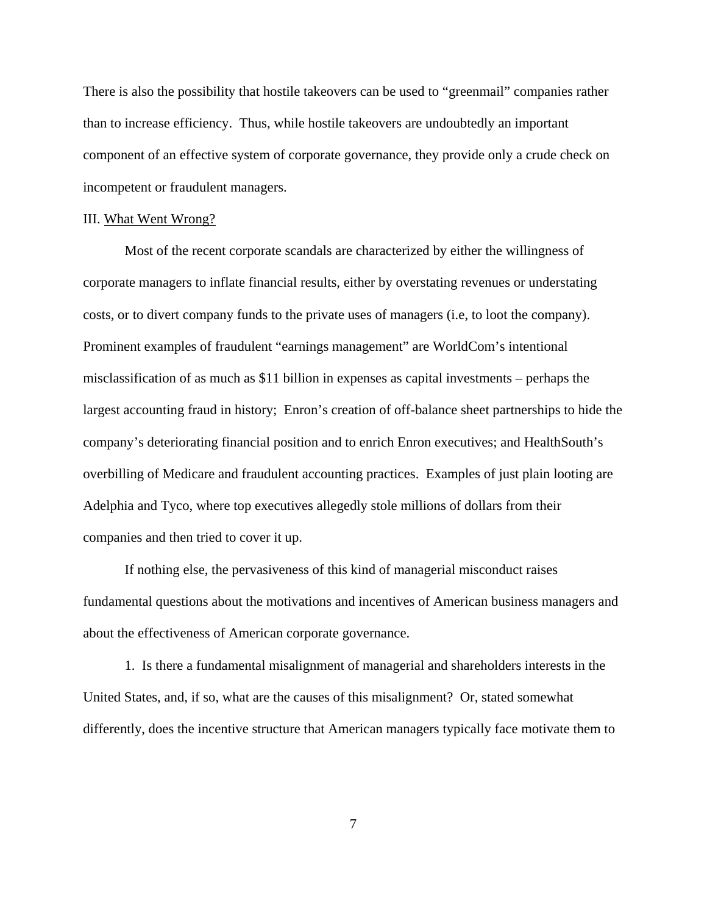There is also the possibility that hostile takeovers can be used to "greenmail" companies rather than to increase efficiency. Thus, while hostile takeovers are undoubtedly an important component of an effective system of corporate governance, they provide only a crude check on incompetent or fraudulent managers.

## III. What Went Wrong?

Most of the recent corporate scandals are characterized by either the willingness of corporate managers to inflate financial results, either by overstating revenues or understating costs, or to divert company funds to the private uses of managers (i.e, to loot the company). Prominent examples of fraudulent "earnings management" are WorldCom's intentional misclassification of as much as $11 billion in expenses as capital investments – perhaps the largest accounting fraud in history; Enron's creation of off-balance sheet partnerships to hide the company's deteriorating financial position and to enrich Enron executives; and HealthSouth's overbilling of Medicare and fraudulent accounting practices. Examples of just plain looting are Adelphia and Tyco, where top executives allegedly stole millions of dollars from their companies and then tried to cover it up.

If nothing else, the pervasiveness of this kind of managerial misconduct raises fundamental questions about the motivations and incentives of American business managers and about the effectiveness of American corporate governance.

1. Is there a fundamental misalignment of managerial and shareholders interests in the United States, and, if so, what are the causes of this misalignment? Or, stated somewhat differently, does the incentive structure that American managers typically face motivate them to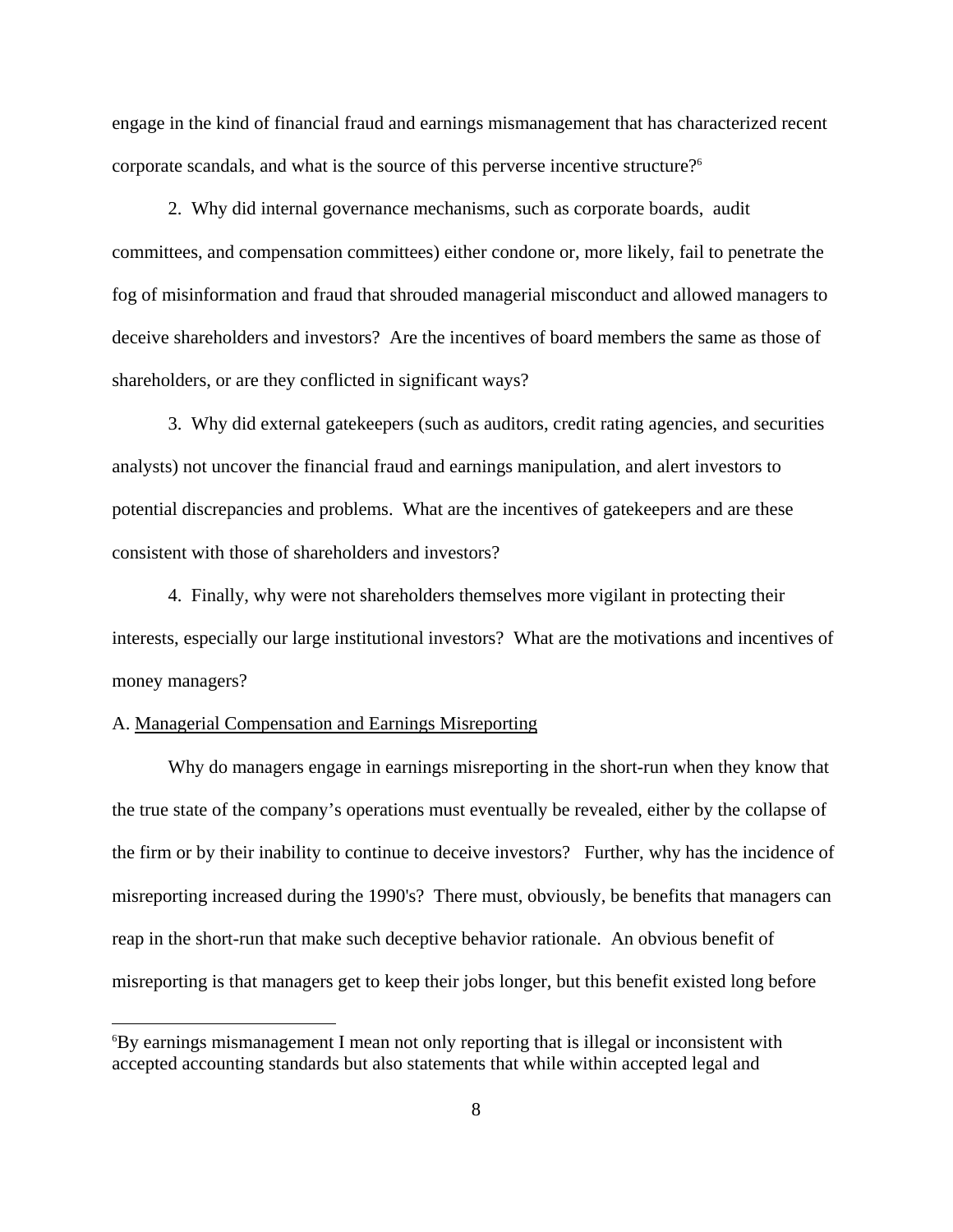engage in the kind of financial fraud and earnings mismanagement that has characterized recent corporate scandals, and what is the source of this perverse incentive structure?[6]

2. Why did internal governance mechanisms, such as corporate boards, audit committees, and compensation committees) either condone or, more likely, fail to penetrate the fog of misinformation and fraud that shrouded managerial misconduct and allowed managers to deceive shareholders and investors? Are the incentives of board members the same as those of shareholders, or are they conflicted in significant ways?

3. Why did external gatekeepers (such as auditors, credit rating agencies, and securities analysts) not uncover the financial fraud and earnings manipulation, and alert investors to potential discrepancies and problems. What are the incentives of gatekeepers and are these consistent with those of shareholders and investors?

4. Finally, why were not shareholders themselves more vigilant in protecting their interests, especially our large institutional investors? What are the motivations and incentives of money managers?

A. Managerial Compensation and Earnings Misreporting

Why do managers engage in earnings misreporting in the short-run when they know that the true state of the company's operations must eventually be revealed, either by the collapse of the firm or by their inability to continue to deceive investors? Further, why has the incidence of misreporting increased during the 1990's? There must, obviously, be benefits that managers can reap in the short-run that make such deceptive behavior rationale. An obvious benefit of misreporting is that managers get to keep their jobs longer, but this benefit existed long before

---

[6]By earnings mismanagement I mean not only reporting that is illegal or inconsistent with accepted accounting standards but also statements that while within accepted legal and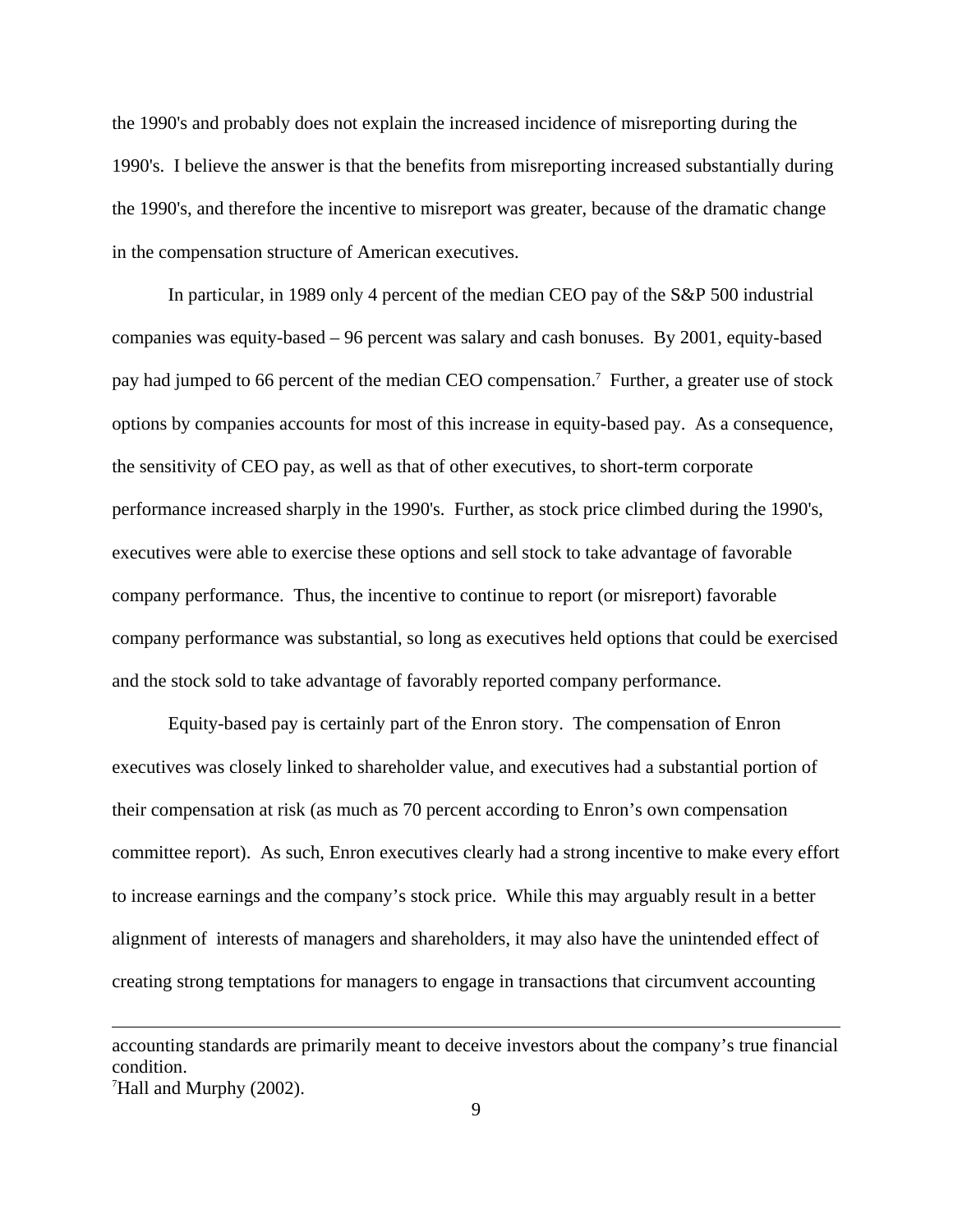the 1990's and probably does not explain the increased incidence of misreporting during the 1990's. I believe the answer is that the benefits from misreporting increased substantially during the 1990's, and therefore the incentive to misreport was greater, because of the dramatic change in the compensation structure of American executives.

In particular, in 1989 only 4 percent of the median CEO pay of the S&P 500 industrial companies was equity-based – 96 percent was salary and cash bonuses. By 2001, equity-based pay had jumped to 66 percent of the median CEO compensation.[7] Further, a greater use of stock options by companies accounts for most of this increase in equity-based pay. As a consequence, the sensitivity of CEO pay, as well as that of other executives, to short-term corporate performance increased sharply in the 1990's. Further, as stock price climbed during the 1990's, executives were able to exercise these options and sell stock to take advantage of favorable company performance. Thus, the incentive to continue to report (or misreport) favorable company performance was substantial, so long as executives held options that could be exercised and the stock sold to take advantage of favorably reported company performance.

Equity-based pay is certainly part of the Enron story. The compensation of Enron executives was closely linked to shareholder value, and executives had a substantial portion of their compensation at risk (as much as 70 percent according to Enron's own compensation committee report). As such, Enron executives clearly had a strong incentive to make every effort to increase earnings and the company's stock price. While this may arguably result in a better alignment of interests of managers and shareholders, it may also have the unintended effect of creating strong temptations for managers to engage in transactions that circumvent accounting

---

accounting standards are primarily meant to deceive investors about the company's true financial condition.

[7]Hall and Murphy (2002).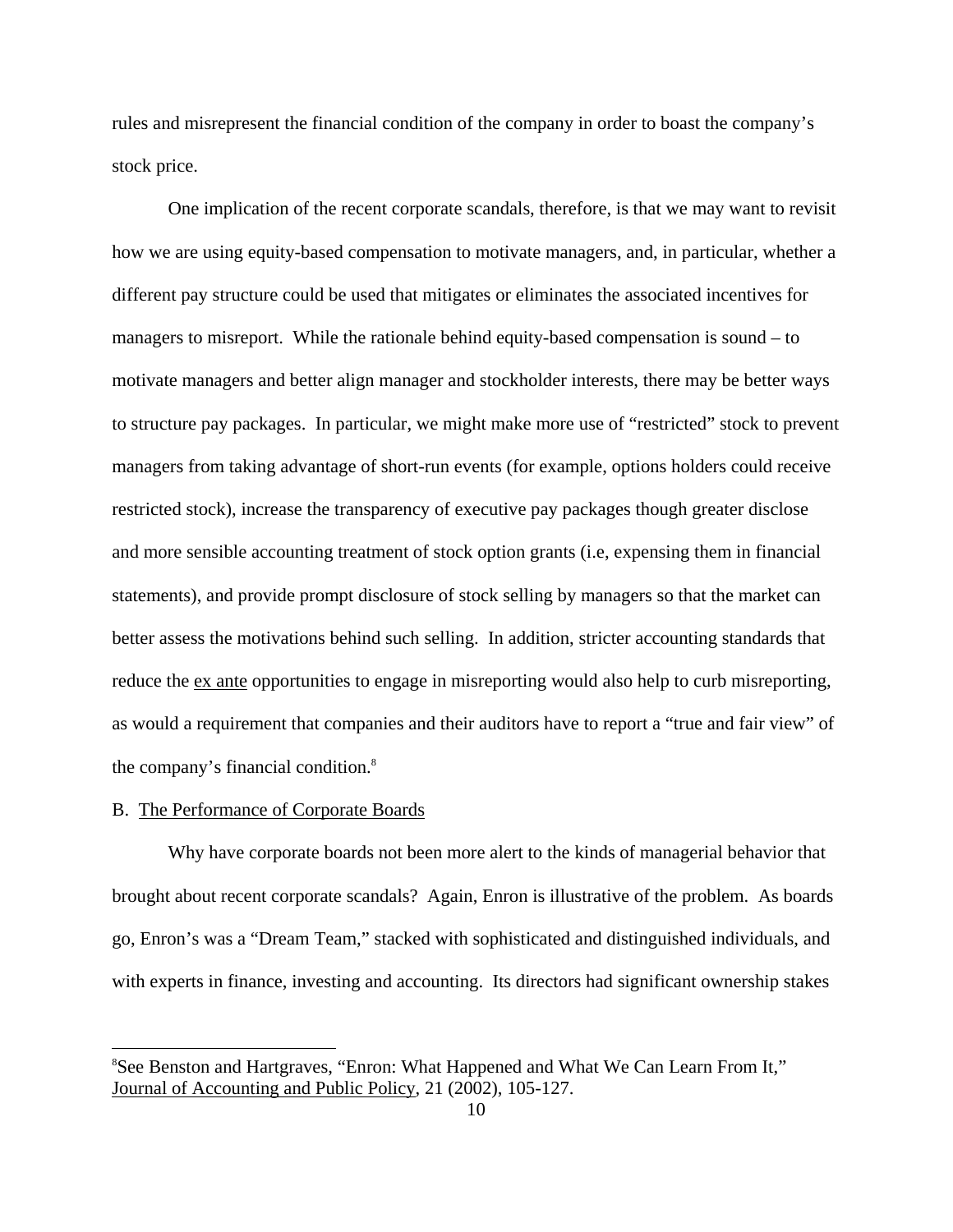rules and misrepresent the financial condition of the company in order to boast the company's stock price.

One implication of the recent corporate scandals, therefore, is that we may want to revisit how we are using equity-based compensation to motivate managers, and, in particular, whether a different pay structure could be used that mitigates or eliminates the associated incentives for managers to misreport. While the rationale behind equity-based compensation is sound – to motivate managers and better align manager and stockholder interests, there may be better ways to structure pay packages. In particular, we might make more use of "restricted" stock to prevent managers from taking advantage of short-run events (for example, options holders could receive restricted stock), increase the transparency of executive pay packages though greater disclose and more sensible accounting treatment of stock option grants (i.e, expensing them in financial statements), and provide prompt disclosure of stock selling by managers so that the market can better assess the motivations behind such selling. In addition, stricter accounting standards that reduce the ex ante opportunities to engage in misreporting would also help to curb misreporting, as would a requirement that companies and their auditors have to report a "true and fair view" of the company's financial condition.[8]

## B. The Performance of Corporate Boards

Why have corporate boards not been more alert to the kinds of managerial behavior that brought about recent corporate scandals? Again, Enron is illustrative of the problem. As boards go, Enron's was a "Dream Team," stacked with sophisticated and distinguished individuals, and with experts in finance, investing and accounting. Its directors had significant ownership stakes

---

[8] See Benston and Hartgraves, "Enron: What Happened and What We Can Learn From It," Journal of Accounting and Public Policy, 21 (2002), 105-127.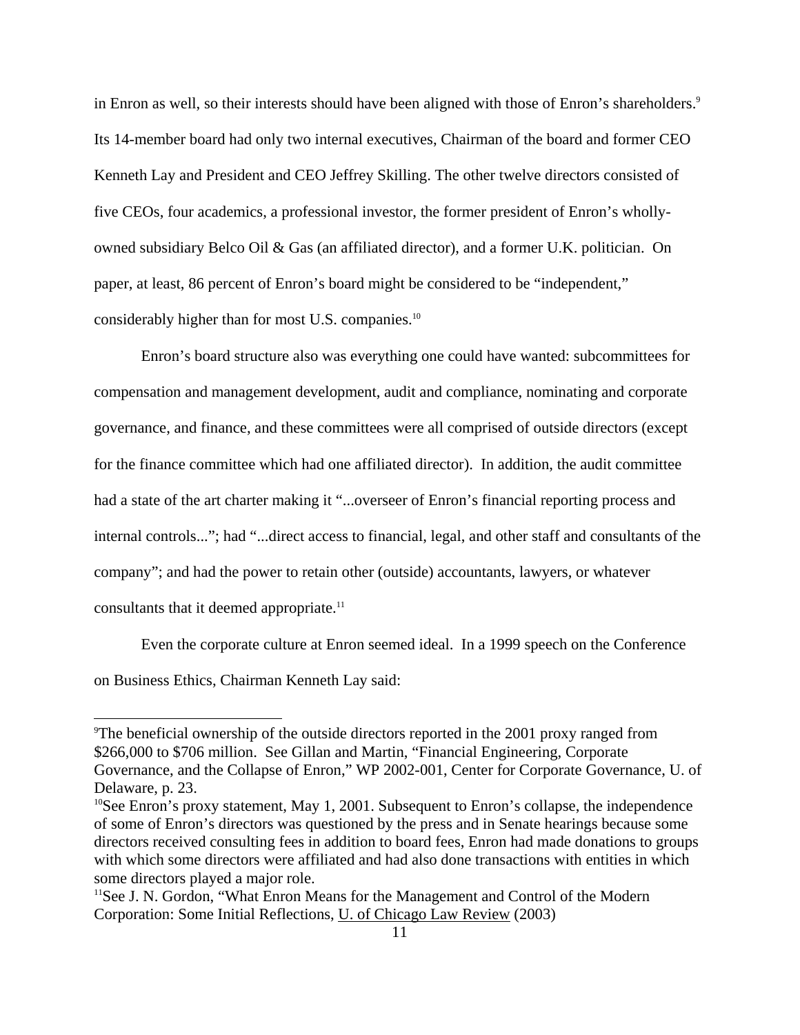in Enron as well, so their interests should have been aligned with those of Enron's shareholders.[9] Its 14-member board had only two internal executives, Chairman of the board and former CEO Kenneth Lay and President and CEO Jeffrey Skilling. The other twelve directors consisted of five CEOs, four academics, a professional investor, the former president of Enron's wholly-owned subsidiary Belco Oil & Gas (an affiliated director), and a former U.K. politician. On paper, at least, 86 percent of Enron's board might be considered to be "independent," considerably higher than for most U.S. companies.[10]

Enron's board structure also was everything one could have wanted: subcommittees for compensation and management development, audit and compliance, nominating and corporate governance, and finance, and these committees were all comprised of outside directors (except for the finance committee which had one affiliated director). In addition, the audit committee had a state of the art charter making it "...overseer of Enron's financial reporting process and internal controls..."; had "...direct access to financial, legal, and other staff and consultants of the company"; and had the power to retain other (outside) accountants, lawyers, or whatever consultants that it deemed appropriate.[11]

Even the corporate culture at Enron seemed ideal. In a 1999 speech on the Conference on Business Ethics, Chairman Kenneth Lay said:

---

[9]The beneficial ownership of the outside directors reported in the 2001 proxy ranged from $266,000 to $706 million. See Gillan and Martin, "Financial Engineering, Corporate Governance, and the Collapse of Enron," WP 2002-001, Center for Corporate Governance, U. of Delaware, p. 23.

[10]See Enron's proxy statement, May 1, 2001. Subsequent to Enron's collapse, the independence of some of Enron's directors was questioned by the press and in Senate hearings because some directors received consulting fees in addition to board fees, Enron had made donations to groups with which some directors were affiliated and had also done transactions with entities in which some directors played a major role.

[11]See J. N. Gordon, "What Enron Means for the Management and Control of the Modern Corporation: Some Initial Reflections, U. of Chicago Law Review (2003)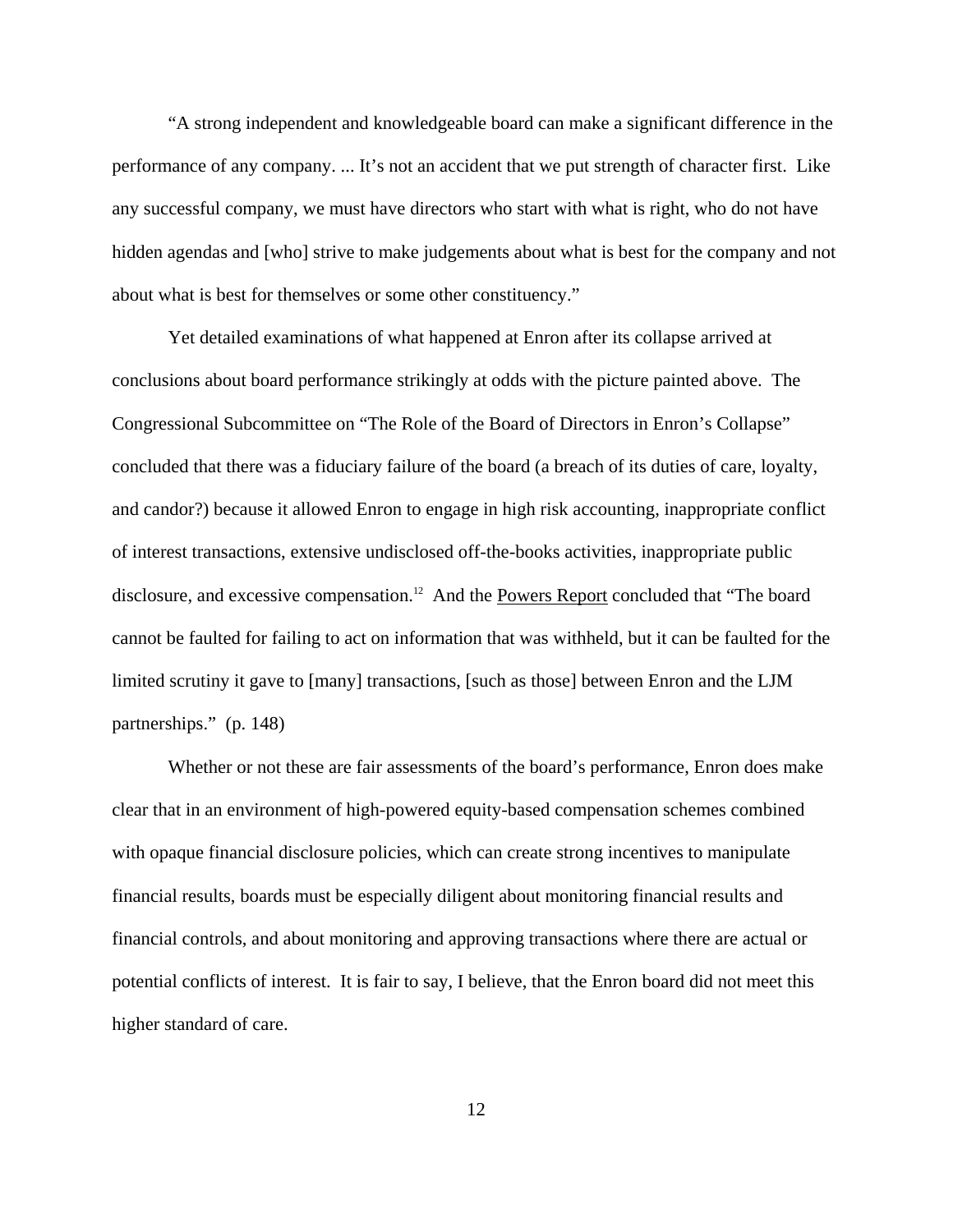"A strong independent and knowledgeable board can make a significant difference in the performance of any company. ... It's not an accident that we put strength of character first. Like any successful company, we must have directors who start with what is right, who do not have hidden agendas and [who] strive to make judgements about what is best for the company and not about what is best for themselves or some other constituency."

Yet detailed examinations of what happened at Enron after its collapse arrived at conclusions about board performance strikingly at odds with the picture painted above. The Congressional Subcommittee on "The Role of the Board of Directors in Enron's Collapse" concluded that there was a fiduciary failure of the board (a breach of its duties of care, loyalty, and candor?) because it allowed Enron to engage in high risk accounting, inappropriate conflict of interest transactions, extensive undisclosed off-the-books activities, inappropriate public disclosure, and excessive compensation.[12] And the Powers Report concluded that "The board cannot be faulted for failing to act on information that was withheld, but it can be faulted for the limited scrutiny it gave to [many] transactions, [such as those] between Enron and the LJM partnerships." (p. 148)

Whether or not these are fair assessments of the board's performance, Enron does make clear that in an environment of high-powered equity-based compensation schemes combined with opaque financial disclosure policies, which can create strong incentives to manipulate financial results, boards must be especially diligent about monitoring financial results and financial controls, and about monitoring and approving transactions where there are actual or potential conflicts of interest. It is fair to say, I believe, that the Enron board did not meet this higher standard of care.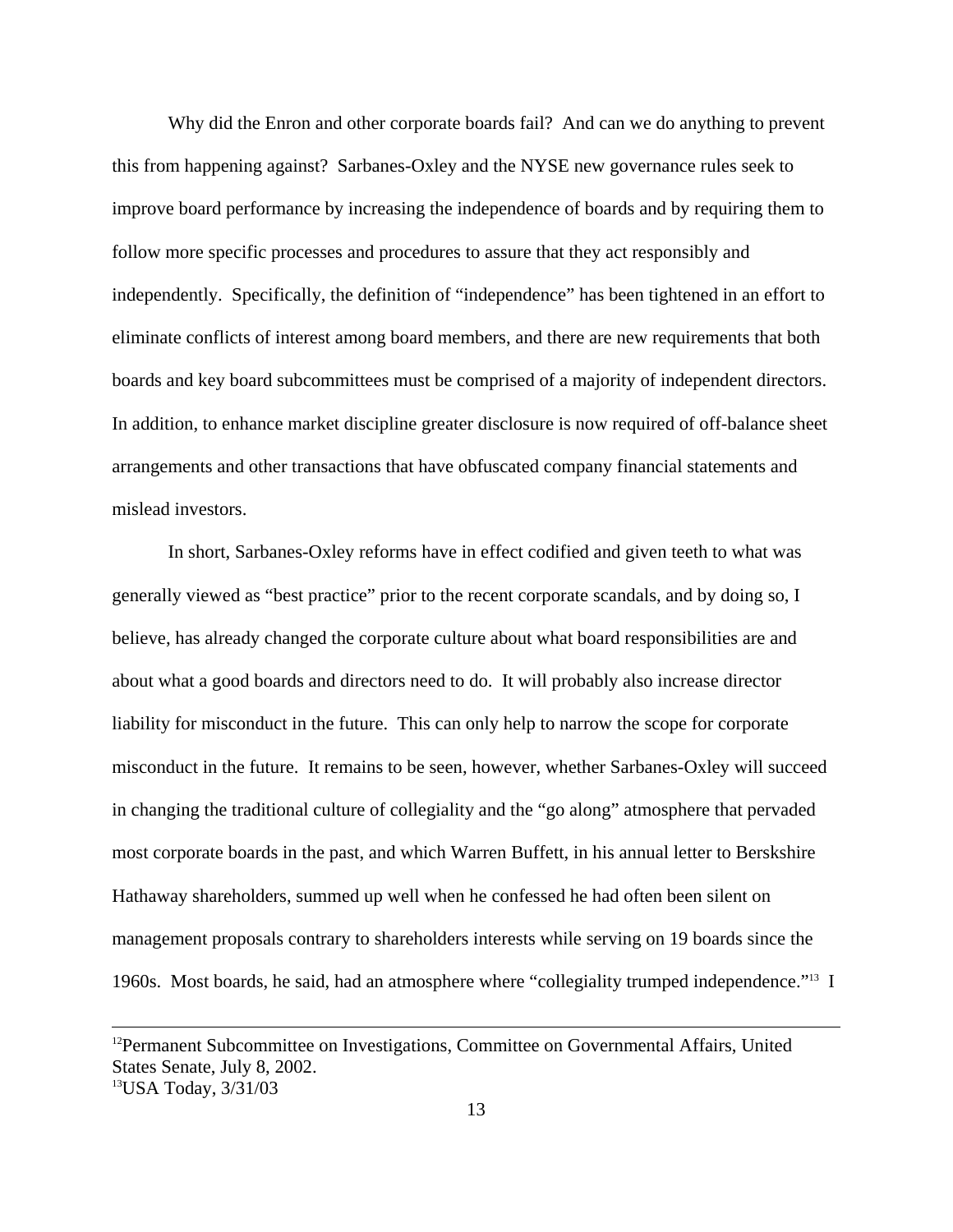Why did the Enron and other corporate boards fail? And can we do anything to prevent this from happening against? Sarbanes-Oxley and the NYSE new governance rules seek to improve board performance by increasing the independence of boards and by requiring them to follow more specific processes and procedures to assure that they act responsibly and independently. Specifically, the definition of "independence" has been tightened in an effort to eliminate conflicts of interest among board members, and there are new requirements that both boards and key board subcommittees must be comprised of a majority of independent directors. In addition, to enhance market discipline greater disclosure is now required of off-balance sheet arrangements and other transactions that have obfuscated company financial statements and mislead investors.

In short, Sarbanes-Oxley reforms have in effect codified and given teeth to what was generally viewed as "best practice" prior to the recent corporate scandals, and by doing so, I believe, has already changed the corporate culture about what board responsibilities are and about what a good boards and directors need to do. It will probably also increase director liability for misconduct in the future. This can only help to narrow the scope for corporate misconduct in the future. It remains to be seen, however, whether Sarbanes-Oxley will succeed in changing the traditional culture of collegiality and the "go along" atmosphere that pervaded most corporate boards in the past, and which Warren Buffett, in his annual letter to Berskshire Hathaway shareholders, summed up well when he confessed he had often been silent on management proposals contrary to shareholders interests while serving on 19 boards since the 1960s. Most boards, he said, had an atmosphere where "collegiality trumped independence."[13] I

---

[12]Permanent Subcommittee on Investigations, Committee on Governmental Affairs, United States Senate, July 8, 2002.

[13]USA Today, 3/31/03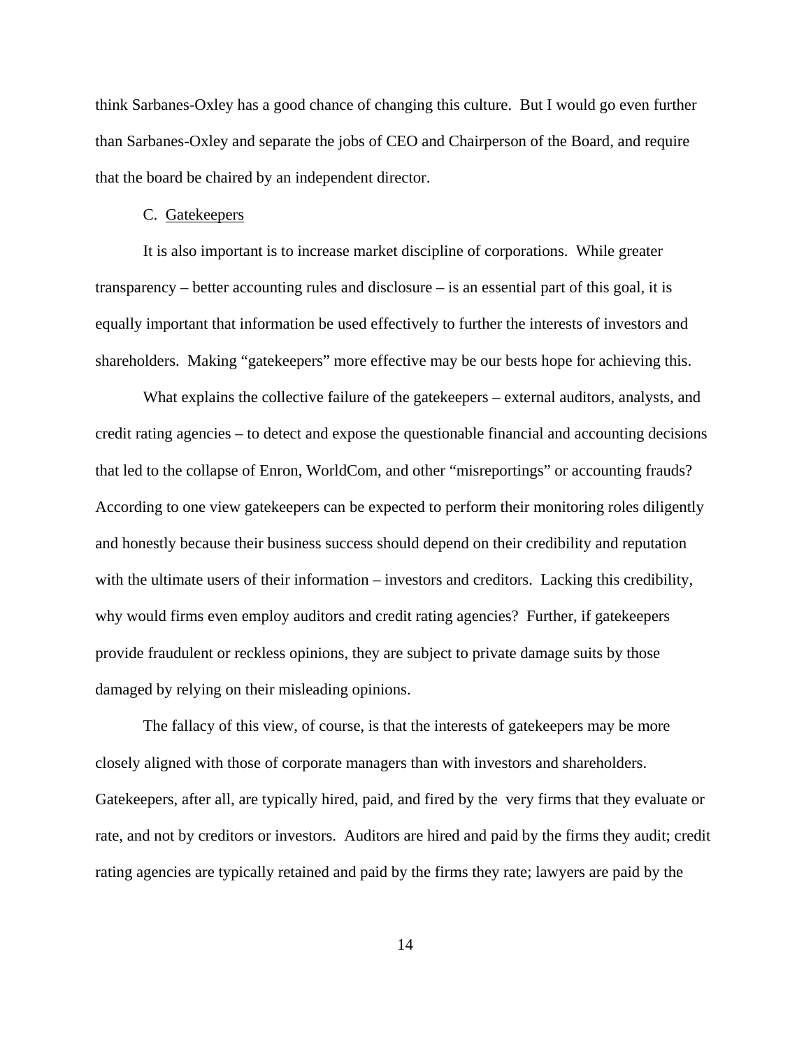think Sarbanes-Oxley has a good chance of changing this culture. But I would go even further than Sarbanes-Oxley and separate the jobs of CEO and Chairperson of the Board, and require that the board be chaired by an independent director.

### C. Gatekeepers

It is also important is to increase market discipline of corporations. While greater transparency – better accounting rules and disclosure – is an essential part of this goal, it is equally important that information be used effectively to further the interests of investors and shareholders. Making "gatekeepers" more effective may be our bests hope for achieving this.

What explains the collective failure of the gatekeepers – external auditors, analysts, and credit rating agencies – to detect and expose the questionable financial and accounting decisions that led to the collapse of Enron, WorldCom, and other "misreportings" or accounting frauds? According to one view gatekeepers can be expected to perform their monitoring roles diligently and honestly because their business success should depend on their credibility and reputation with the ultimate users of their information – investors and creditors. Lacking this credibility, why would firms even employ auditors and credit rating agencies? Further, if gatekeepers provide fraudulent or reckless opinions, they are subject to private damage suits by those damaged by relying on their misleading opinions.

The fallacy of this view, of course, is that the interests of gatekeepers may be more closely aligned with those of corporate managers than with investors and shareholders. Gatekeepers, after all, are typically hired, paid, and fired by the very firms that they evaluate or rate, and not by creditors or investors. Auditors are hired and paid by the firms they audit; credit rating agencies are typically retained and paid by the firms they rate; lawyers are paid by the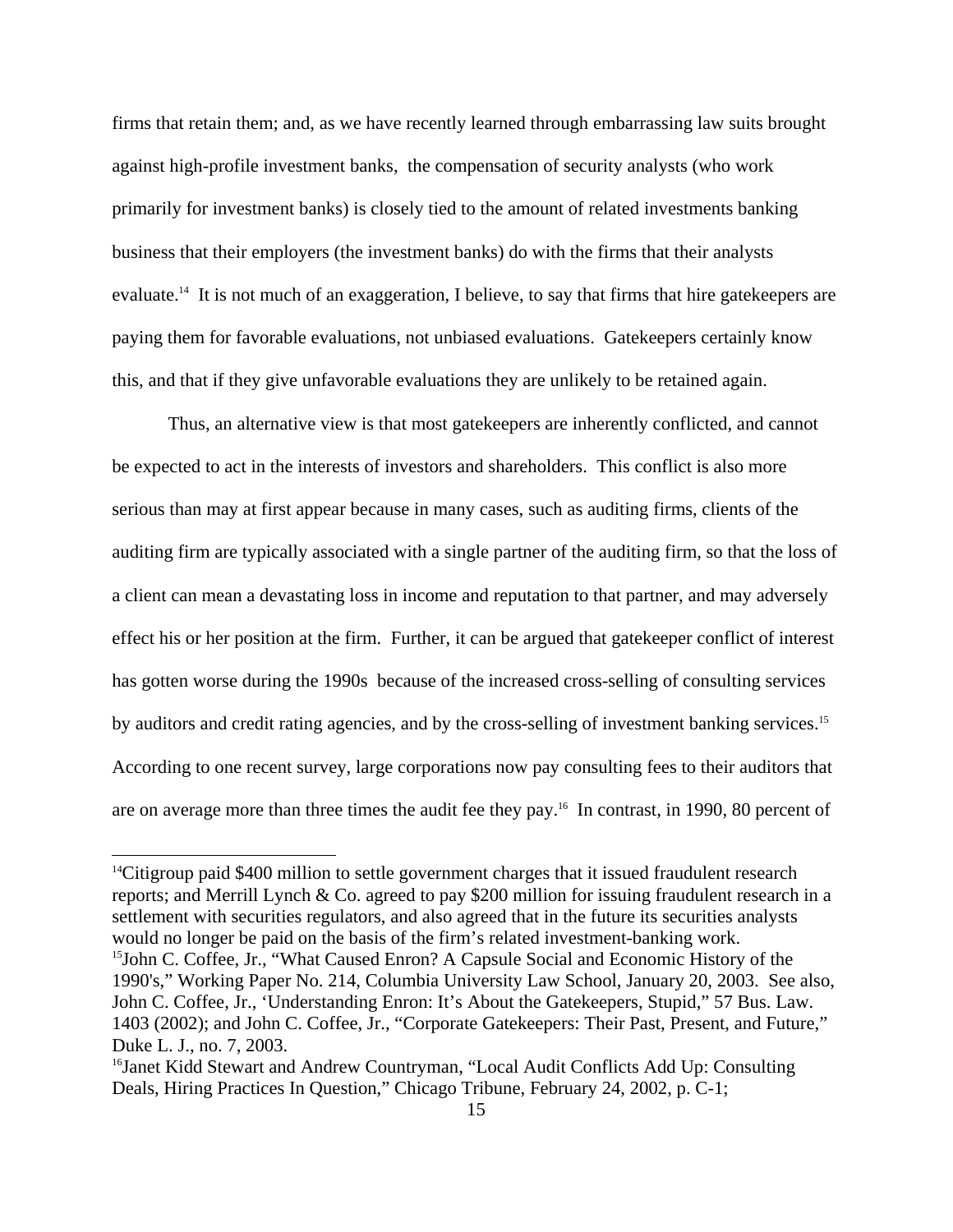firms that retain them; and, as we have recently learned through embarrassing law suits brought against high-profile investment banks, the compensation of security analysts (who work primarily for investment banks) is closely tied to the amount of related investments banking business that their employers (the investment banks) do with the firms that their analysts evaluate.[14] It is not much of an exaggeration, I believe, to say that firms that hire gatekeepers are paying them for favorable evaluations, not unbiased evaluations. Gatekeepers certainly know this, and that if they give unfavorable evaluations they are unlikely to be retained again.

Thus, an alternative view is that most gatekeepers are inherently conflicted, and cannot be expected to act in the interests of investors and shareholders. This conflict is also more serious than may at first appear because in many cases, such as auditing firms, clients of the auditing firm are typically associated with a single partner of the auditing firm, so that the loss of a client can mean a devastating loss in income and reputation to that partner, and may adversely effect his or her position at the firm. Further, it can be argued that gatekeeper conflict of interest has gotten worse during the 1990s because of the increased cross-selling of consulting services by auditors and credit rating agencies, and by the cross-selling of investment banking services.[15] According to one recent survey, large corporations now pay consulting fees to their auditors that are on average more than three times the audit fee they pay.[16] In contrast, in 1990, 80 percent of

---

[14]Citigroup paid $400 million to settle government charges that it issued fraudulent research reports; and Merrill Lynch & Co. agreed to pay $200 million for issuing fraudulent research in a settlement with securities regulators, and also agreed that in the future its securities analysts would no longer be paid on the basis of the firm's related investment-banking work.

[15]John C. Coffee, Jr., "What Caused Enron? A Capsule Social and Economic History of the 1990's," Working Paper No. 214, Columbia University Law School, January 20, 2003. See also, John C. Coffee, Jr., 'Understanding Enron: It's About the Gatekeepers, Stupid," 57 Bus. Law. 1403 (2002); and John C. Coffee, Jr., "Corporate Gatekeepers: Their Past, Present, and Future," Duke L. J., no. 7, 2003.

[16]Janet Kidd Stewart and Andrew Countryman, "Local Audit Conflicts Add Up: Consulting Deals, Hiring Practices In Question," Chicago Tribune, February 24, 2002, p. C-1;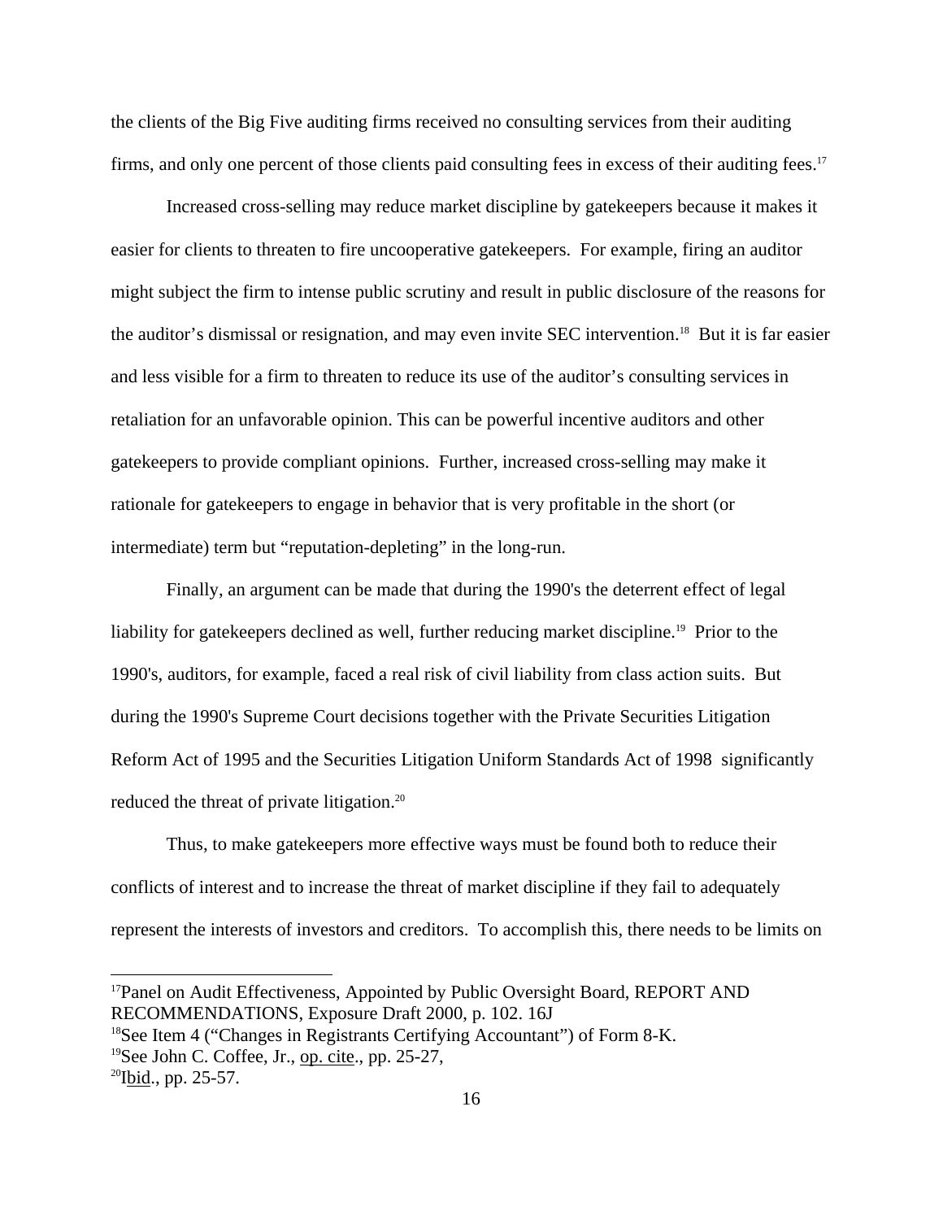the clients of the Big Five auditing firms received no consulting services from their auditing firms, and only one percent of those clients paid consulting fees in excess of their auditing fees.[17]

Increased cross-selling may reduce market discipline by gatekeepers because it makes it easier for clients to threaten to fire uncooperative gatekeepers. For example, firing an auditor might subject the firm to intense public scrutiny and result in public disclosure of the reasons for the auditor's dismissal or resignation, and may even invite SEC intervention.[18] But it is far easier and less visible for a firm to threaten to reduce its use of the auditor's consulting services in retaliation for an unfavorable opinion. This can be powerful incentive auditors and other gatekeepers to provide compliant opinions. Further, increased cross-selling may make it rationale for gatekeepers to engage in behavior that is very profitable in the short (or intermediate) term but "reputation-depleting" in the long-run.

Finally, an argument can be made that during the 1990's the deterrent effect of legal liability for gatekeepers declined as well, further reducing market discipline.[19] Prior to the 1990's, auditors, for example, faced a real risk of civil liability from class action suits. But during the 1990's Supreme Court decisions together with the Private Securities Litigation Reform Act of 1995 and the Securities Litigation Uniform Standards Act of 1998 significantly reduced the threat of private litigation.[20]

Thus, to make gatekeepers more effective ways must be found both to reduce their conflicts of interest and to increase the threat of market discipline if they fail to adequately represent the interests of investors and creditors. To accomplish this, there needs to be limits on

---

[17]Panel on Audit Effectiveness, Appointed by Public Oversight Board, REPORT AND RECOMMENDATIONS, Exposure Draft 2000, p. 102. 16J

[18]See Item 4 ("Changes in Registrants Certifying Accountant") of Form 8-K.

[19]See John C. Coffee, Jr., op. cite., pp. 25-27,

[20]Ibid., pp. 25-57.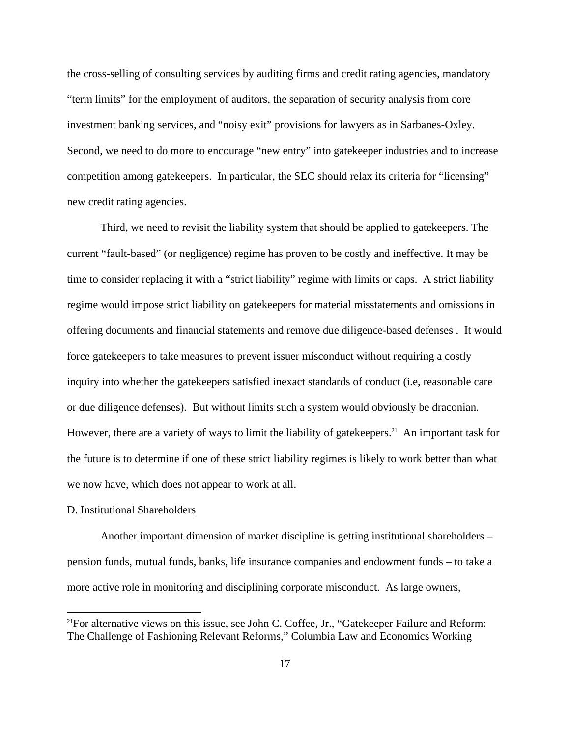the cross-selling of consulting services by auditing firms and credit rating agencies, mandatory "term limits" for the employment of auditors, the separation of security analysis from core investment banking services, and "noisy exit" provisions for lawyers as in Sarbanes-Oxley. Second, we need to do more to encourage "new entry" into gatekeeper industries and to increase competition among gatekeepers. In particular, the SEC should relax its criteria for "licensing" new credit rating agencies.

Third, we need to revisit the liability system that should be applied to gatekeepers. The current "fault-based" (or negligence) regime has proven to be costly and ineffective. It may be time to consider replacing it with a "strict liability" regime with limits or caps. A strict liability regime would impose strict liability on gatekeepers for material misstatements and omissions in offering documents and financial statements and remove due diligence-based defenses . It would force gatekeepers to take measures to prevent issuer misconduct without requiring a costly inquiry into whether the gatekeepers satisfied inexact standards of conduct (i.e, reasonable care or due diligence defenses). But without limits such a system would obviously be draconian. However, there are a variety of ways to limit the liability of gatekeepers.[21] An important task for the future is to determine if one of these strict liability regimes is likely to work better than what we now have, which does not appear to work at all.

D. Institutional Shareholders

Another important dimension of market discipline is getting institutional shareholders – pension funds, mutual funds, banks, life insurance companies and endowment funds – to take a more active role in monitoring and disciplining corporate misconduct. As large owners,

[21]For alternative views on this issue, see John C. Coffee, Jr., "Gatekeeper Failure and Reform: The Challenge of Fashioning Relevant Reforms," Columbia Law and Economics Working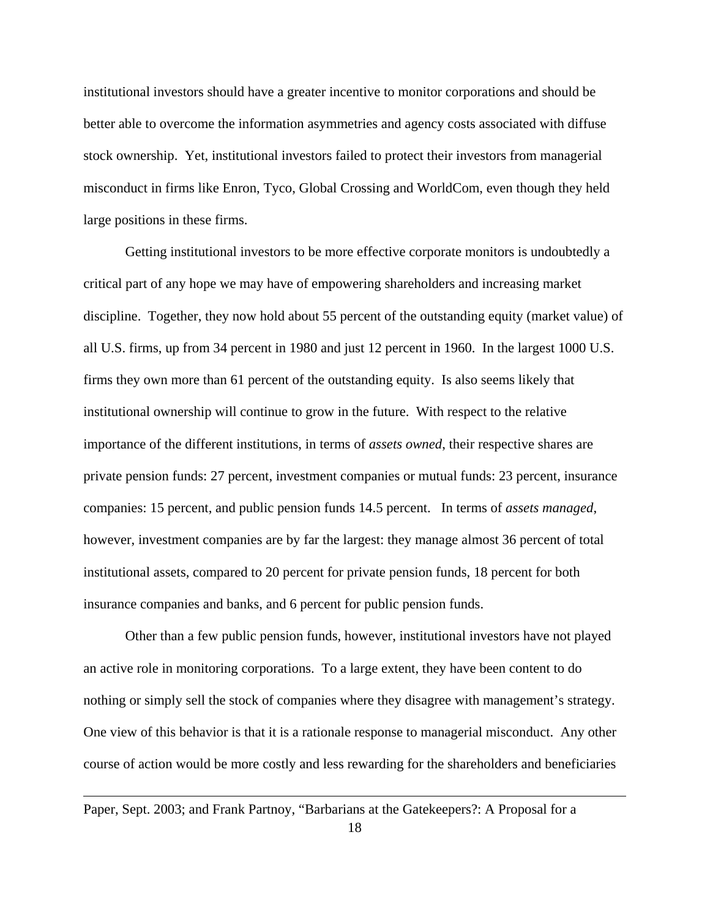institutional investors should have a greater incentive to monitor corporations and should be better able to overcome the information asymmetries and agency costs associated with diffuse stock ownership. Yet, institutional investors failed to protect their investors from managerial misconduct in firms like Enron, Tyco, Global Crossing and WorldCom, even though they held large positions in these firms.

Getting institutional investors to be more effective corporate monitors is undoubtedly a critical part of any hope we may have of empowering shareholders and increasing market discipline. Together, they now hold about 55 percent of the outstanding equity (market value) of all U.S. firms, up from 34 percent in 1980 and just 12 percent in 1960. In the largest 1000 U.S. firms they own more than 61 percent of the outstanding equity. Is also seems likely that institutional ownership will continue to grow in the future. With respect to the relative importance of the different institutions, in terms of *assets owned*, their respective shares are private pension funds: 27 percent, investment companies or mutual funds: 23 percent, insurance companies: 15 percent, and public pension funds 14.5 percent. In terms of *assets managed*, however, investment companies are by far the largest: they manage almost 36 percent of total institutional assets, compared to 20 percent for private pension funds, 18 percent for both insurance companies and banks, and 6 percent for public pension funds.

Other than a few public pension funds, however, institutional investors have not played an active role in monitoring corporations. To a large extent, they have been content to do nothing or simply sell the stock of companies where they disagree with management's strategy. One view of this behavior is that it is a rationale response to managerial misconduct. Any other course of action would be more costly and less rewarding for the shareholders and beneficiaries

---

Paper, Sept. 2003; and Frank Partnoy, "Barbarians at the Gatekeepers?: A Proposal for a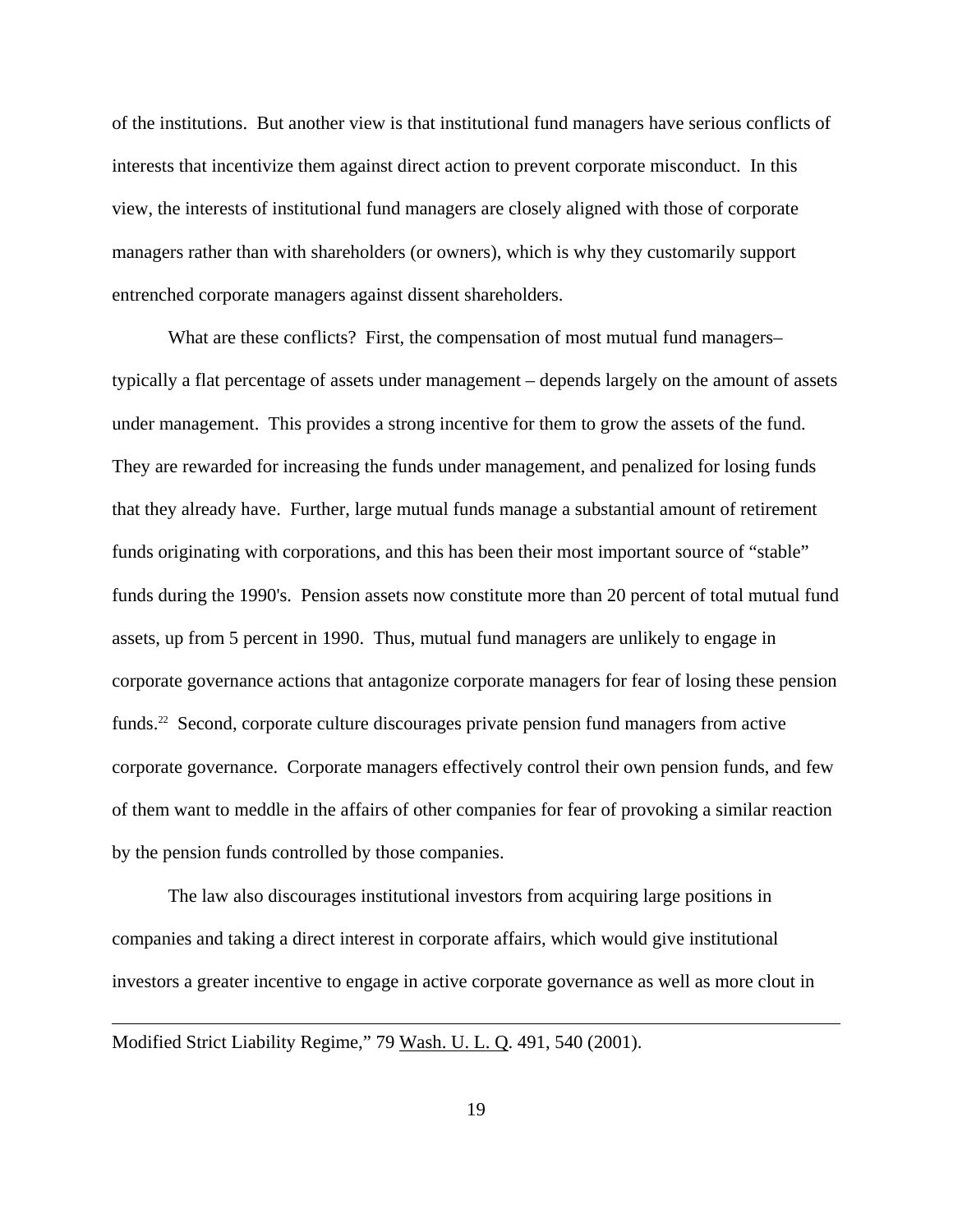of the institutions. But another view is that institutional fund managers have serious conflicts of interests that incentivize them against direct action to prevent corporate misconduct. In this view, the interests of institutional fund managers are closely aligned with those of corporate managers rather than with shareholders (or owners), which is why they customarily support entrenched corporate managers against dissent shareholders.

What are these conflicts? First, the compensation of most mutual fund managers– typically a flat percentage of assets under management – depends largely on the amount of assets under management. This provides a strong incentive for them to grow the assets of the fund. They are rewarded for increasing the funds under management, and penalized for losing funds that they already have. Further, large mutual funds manage a substantial amount of retirement funds originating with corporations, and this has been their most important source of "stable" funds during the 1990's. Pension assets now constitute more than 20 percent of total mutual fund assets, up from 5 percent in 1990. Thus, mutual fund managers are unlikely to engage in corporate governance actions that antagonize corporate managers for fear of losing these pension funds.[22] Second, corporate culture discourages private pension fund managers from active corporate governance. Corporate managers effectively control their own pension funds, and few of them want to meddle in the affairs of other companies for fear of provoking a similar reaction by the pension funds controlled by those companies.

The law also discourages institutional investors from acquiring large positions in companies and taking a direct interest in corporate affairs, which would give institutional investors a greater incentive to engage in active corporate governance as well as more clout in

---

Modified Strict Liability Regime," 79 Wash. U. L. Q. 491, 540 (2001).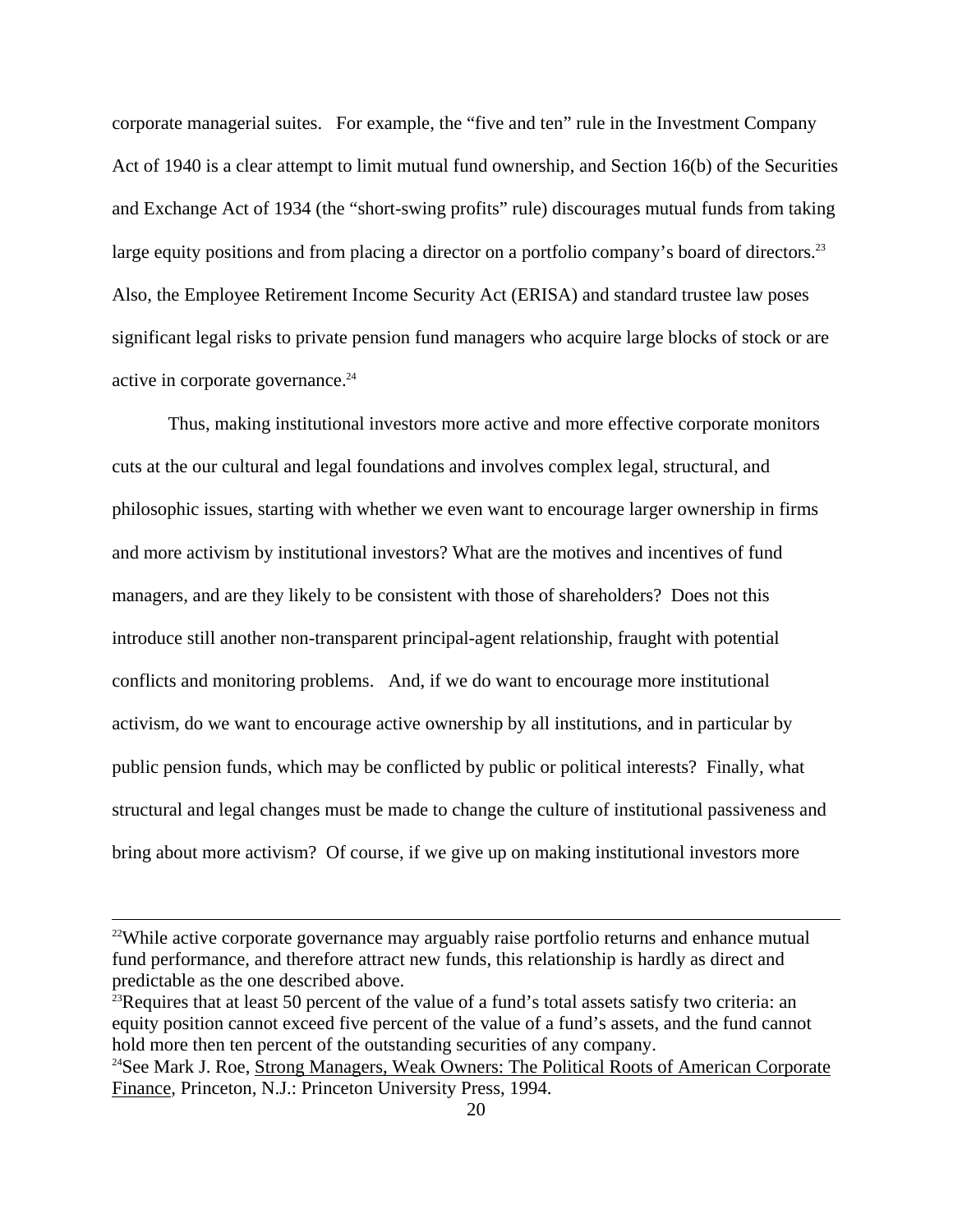corporate managerial suites. For example, the "five and ten" rule in the Investment Company Act of 1940 is a clear attempt to limit mutual fund ownership, and Section 16(b) of the Securities and Exchange Act of 1934 (the "short-swing profits" rule) discourages mutual funds from taking large equity positions and from placing a director on a portfolio company's board of directors.[23] Also, the Employee Retirement Income Security Act (ERISA) and standard trustee law poses significant legal risks to private pension fund managers who acquire large blocks of stock or are active in corporate governance.[24]

Thus, making institutional investors more active and more effective corporate monitors cuts at the our cultural and legal foundations and involves complex legal, structural, and philosophic issues, starting with whether we even want to encourage larger ownership in firms and more activism by institutional investors? What are the motives and incentives of fund managers, and are they likely to be consistent with those of shareholders? Does not this introduce still another non-transparent principal-agent relationship, fraught with potential conflicts and monitoring problems. And, if we do want to encourage more institutional activism, do we want to encourage active ownership by all institutions, and in particular by public pension funds, which may be conflicted by public or political interests? Finally, what structural and legal changes must be made to change the culture of institutional passiveness and bring about more activism? Of course, if we give up on making institutional investors more

---

[22]While active corporate governance may arguably raise portfolio returns and enhance mutual fund performance, and therefore attract new funds, this relationship is hardly as direct and predictable as the one described above.

[23]Requires that at least 50 percent of the value of a fund's total assets satisfy two criteria: an equity position cannot exceed five percent of the value of a fund's assets, and the fund cannot hold more then ten percent of the outstanding securities of any company.

[24]See Mark J. Roe, Strong Managers, Weak Owners: The Political Roots of American Corporate Finance, Princeton, N.J.: Princeton University Press, 1994.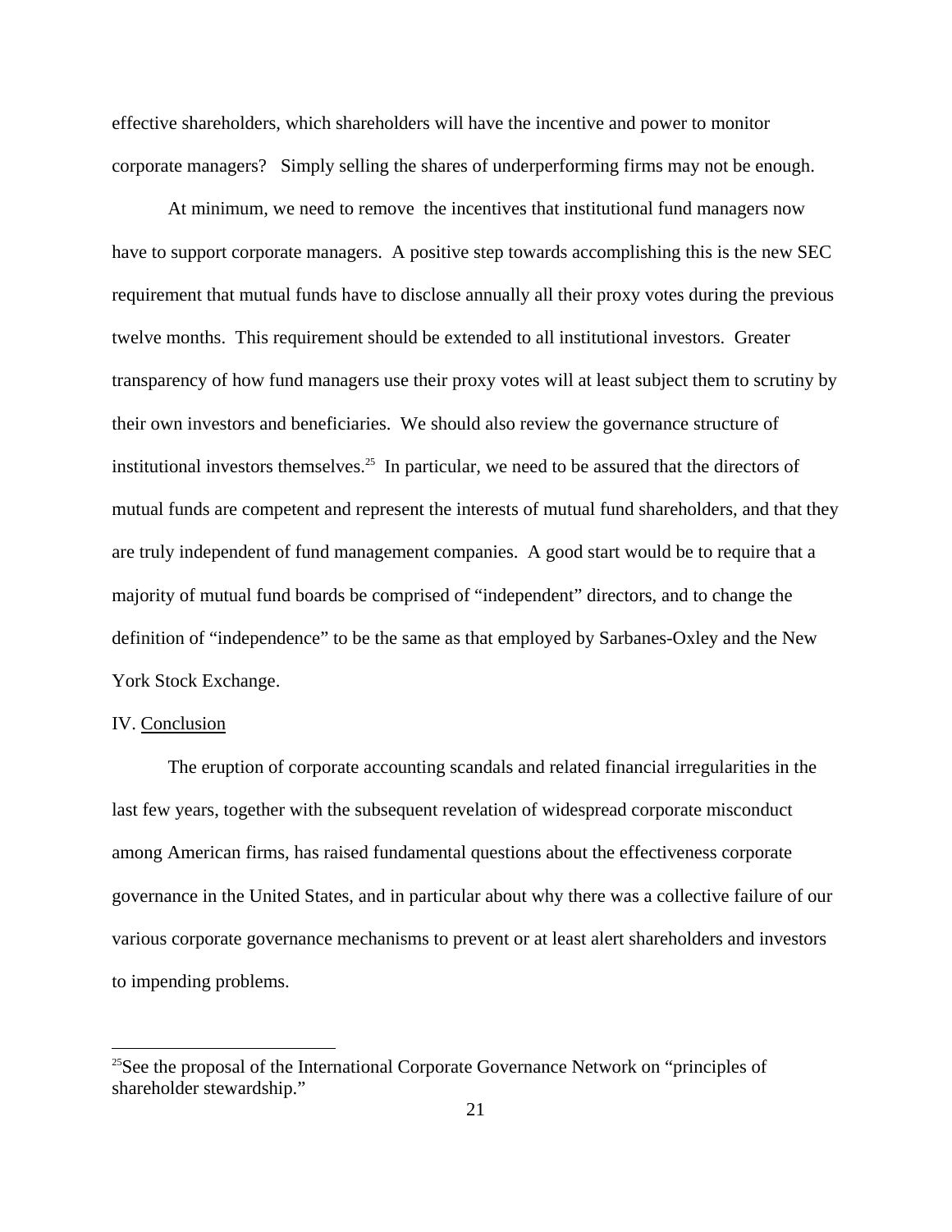effective shareholders, which shareholders will have the incentive and power to monitor corporate managers? Simply selling the shares of underperforming firms may not be enough.

At minimum, we need to remove the incentives that institutional fund managers now have to support corporate managers. A positive step towards accomplishing this is the new SEC requirement that mutual funds have to disclose annually all their proxy votes during the previous twelve months. This requirement should be extended to all institutional investors. Greater transparency of how fund managers use their proxy votes will at least subject them to scrutiny by their own investors and beneficiaries. We should also review the governance structure of institutional investors themselves.[25] In particular, we need to be assured that the directors of mutual funds are competent and represent the interests of mutual fund shareholders, and that they are truly independent of fund management companies. A good start would be to require that a majority of mutual fund boards be comprised of "independent" directors, and to change the definition of "independence" to be the same as that employed by Sarbanes-Oxley and the New York Stock Exchange.

## IV. Conclusion

The eruption of corporate accounting scandals and related financial irregularities in the last few years, together with the subsequent revelation of widespread corporate misconduct among American firms, has raised fundamental questions about the effectiveness corporate governance in the United States, and in particular about why there was a collective failure of our various corporate governance mechanisms to prevent or at least alert shareholders and investors to impending problems.

---

[25] See the proposal of the International Corporate Governance Network on "principles of shareholder stewardship."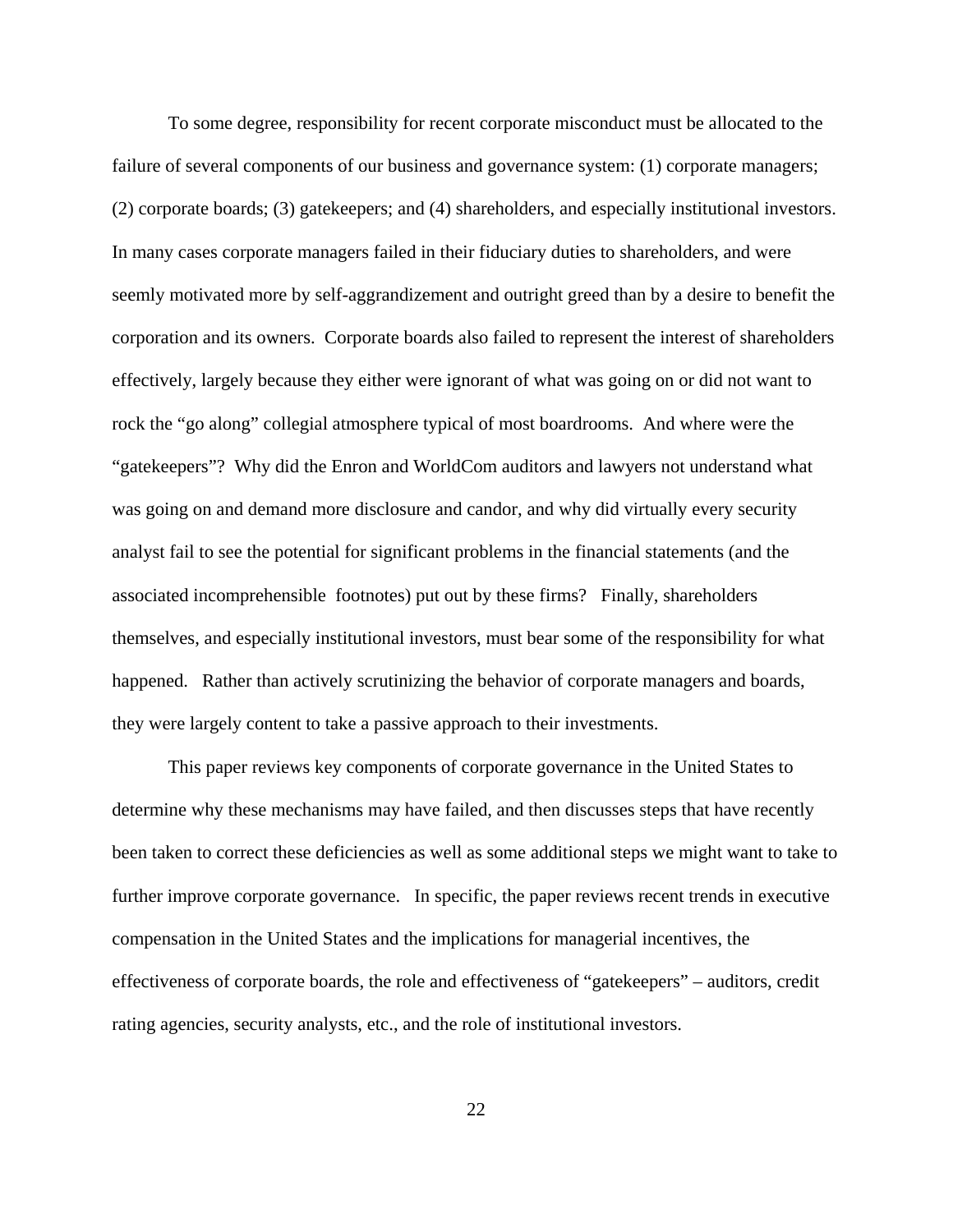To some degree, responsibility for recent corporate misconduct must be allocated to the failure of several components of our business and governance system: (1) corporate managers; (2) corporate boards; (3) gatekeepers; and (4) shareholders, and especially institutional investors. In many cases corporate managers failed in their fiduciary duties to shareholders, and were seemly motivated more by self-aggrandizement and outright greed than by a desire to benefit the corporation and its owners. Corporate boards also failed to represent the interest of shareholders effectively, largely because they either were ignorant of what was going on or did not want to rock the "go along" collegial atmosphere typical of most boardrooms. And where were the "gatekeepers"? Why did the Enron and WorldCom auditors and lawyers not understand what was going on and demand more disclosure and candor, and why did virtually every security analyst fail to see the potential for significant problems in the financial statements (and the associated incomprehensible footnotes) put out by these firms? Finally, shareholders themselves, and especially institutional investors, must bear some of the responsibility for what happened. Rather than actively scrutinizing the behavior of corporate managers and boards, they were largely content to take a passive approach to their investments.

This paper reviews key components of corporate governance in the United States to determine why these mechanisms may have failed, and then discusses steps that have recently been taken to correct these deficiencies as well as some additional steps we might want to take to further improve corporate governance. In specific, the paper reviews recent trends in executive compensation in the United States and the implications for managerial incentives, the effectiveness of corporate boards, the role and effectiveness of "gatekeepers" – auditors, credit rating agencies, security analysts, etc., and the role of institutional investors.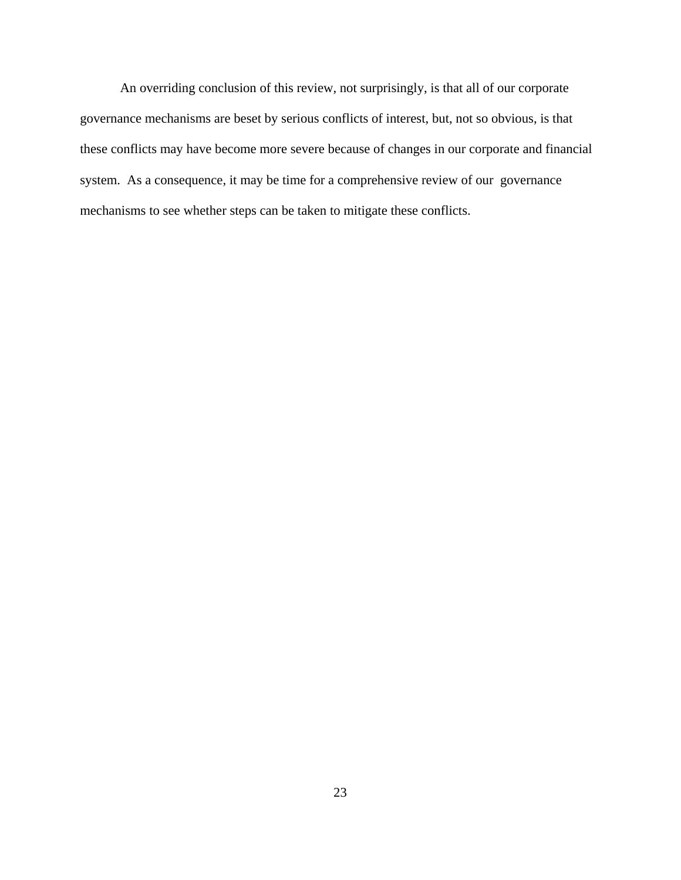An overriding conclusion of this review, not surprisingly, is that all of our corporate governance mechanisms are beset by serious conflicts of interest, but, not so obvious, is that these conflicts may have become more severe because of changes in our corporate and financial system. As a consequence, it may be time for a comprehensive review of our governance mechanisms to see whether steps can be taken to mitigate these conflicts.